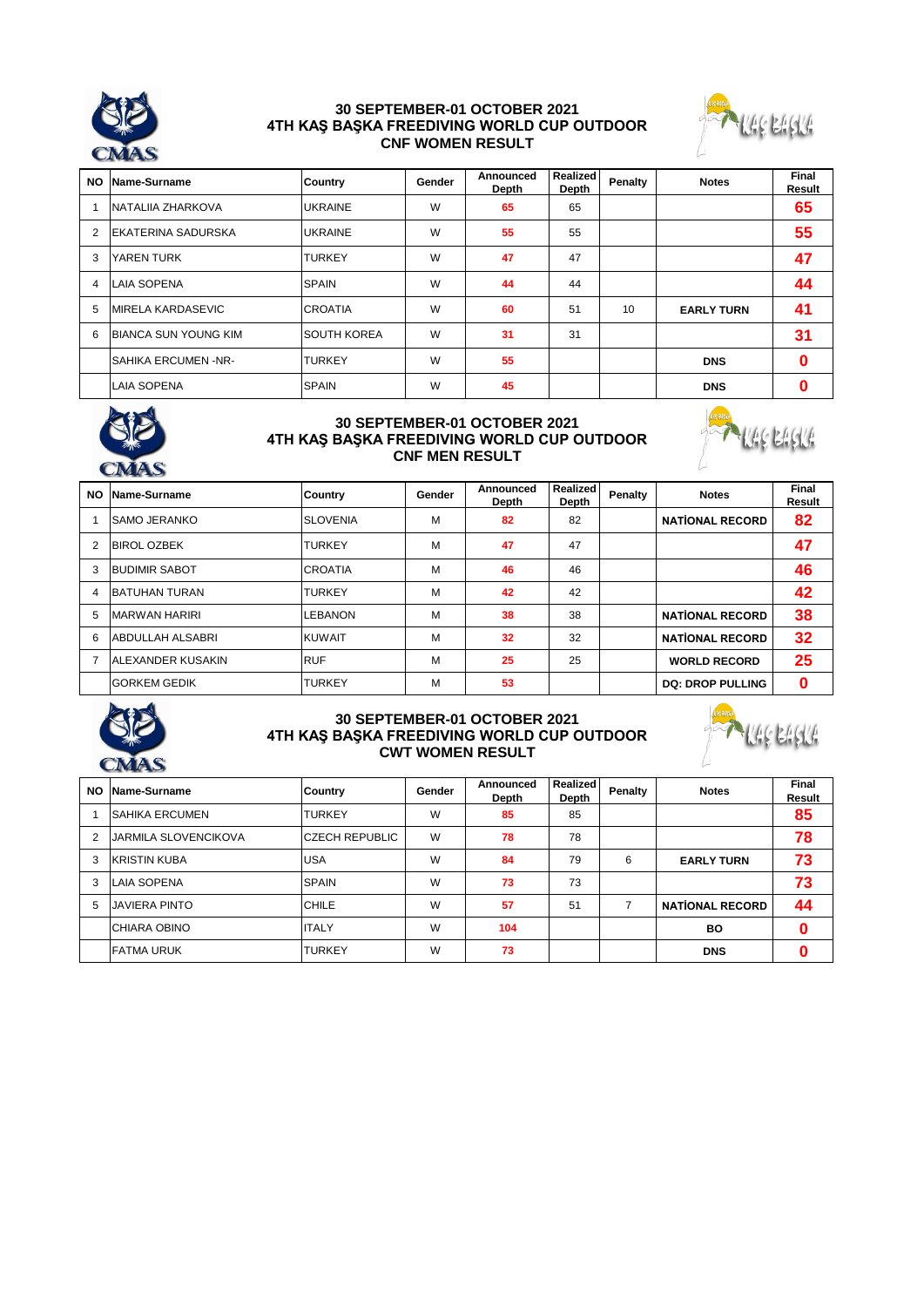## 30 SEPTEMBER-01 OCTOBER 2021
## 4TH KAŞ BAŞKA FREEDIVING WORLD CUP OUTDOOR
## CNF WOMEN RESULT

| NO | Name-Surname | Country | Gender | Announced Depth | Realized Depth | Penalty | Notes | Final Result |
|---|---|---|---|---|---|---|---|---|
| 1 | NATALIIA ZHARKOVA | UKRAINE | W | 65 | 65 | | | 65 |
| 2 | EKATERINA SADURSKA | UKRAINE | W | 55 | 55 | | | 55 |
| 3 | YAREN TURK | TURKEY | W | 47 | 47 | | | 47 |
| 4 | LAIA SOPENA | SPAIN | W | 44 | 44 | | | 44 |
| 5 | MIRELA KARDASEVIC | CROATIA | W | 60 | 51 | 10 | EARLY TURN | 41 |
| 6 | BIANCA SUN YOUNG KIM | SOUTH KOREA | W | 31 | 31 | | | 31 |
| | SAHIKA ERCUMEN -NR- | TURKEY | W | 55 | | | DNS | 0 |
| | LAIA SOPENA | SPAIN | W | 45 | | | DNS | 0 |

## 30 SEPTEMBER-01 OCTOBER 2021
## 4TH KAŞ BAŞKA FREEDIVING WORLD CUP OUTDOOR
## CNF MEN RESULT

| NO | Name-Surname | Country | Gender | Announced Depth | Realized Depth | Penalty | Notes | Final Result |
|---|---|---|---|---|---|---|---|---|
| 1 | SAMO JERANKO | SLOVENIA | M | 82 | 82 | | NATİONAL RECORD | 82 |
| 2 | BIROL OZBEK | TURKEY | M | 47 | 47 | | | 47 |
| 3 | BUDIMIR SABOT | CROATIA | M | 46 | 46 | | | 46 |
| 4 | BATUHAN TURAN | TURKEY | M | 42 | 42 | | | 42 |
| 5 | MARWAN HARIRI | LEBANON | M | 38 | 38 | | NATİONAL RECORD | 38 |
| 6 | ABDULLAH ALSABRI | KUWAIT | M | 32 | 32 | | NATİONAL RECORD | 32 |
| 7 | ALEXANDER KUSAKIN | RUF | M | 25 | 25 | | WORLD RECORD | 25 |
| | GORKEM GEDIK | TURKEY | M | 53 | | | DQ: DROP PULLING | 0 |

## 30 SEPTEMBER-01 OCTOBER 2021
## 4TH KAŞ BAŞKA FREEDIVING WORLD CUP OUTDOOR
## CWT WOMEN RESULT

| NO | Name-Surname | Country | Gender | Announced Depth | Realized Depth | Penalty | Notes | Final Result |
|---|---|---|---|---|---|---|---|---|
| 1 | SAHIKA ERCUMEN | TURKEY | W | 85 | 85 | | | 85 |
| 2 | JARMILA SLOVENCIKOVA | CZECH REPUBLIC | W | 78 | 78 | | | 78 |
| 3 | KRISTIN KUBA | USA | W | 84 | 79 | 6 | EARLY TURN | 73 |
| 3 | LAIA SOPENA | SPAIN | W | 73 | 73 | | | 73 |
| 5 | JAVIERA PINTO | CHILE | W | 57 | 51 | 7 | NATİONAL RECORD | 44 |
| | CHIARA OBINO | ITALY | W | 104 | | | BO | 0 |
| | FATMA URUK | TURKEY | W | 73 | | | DNS | 0 |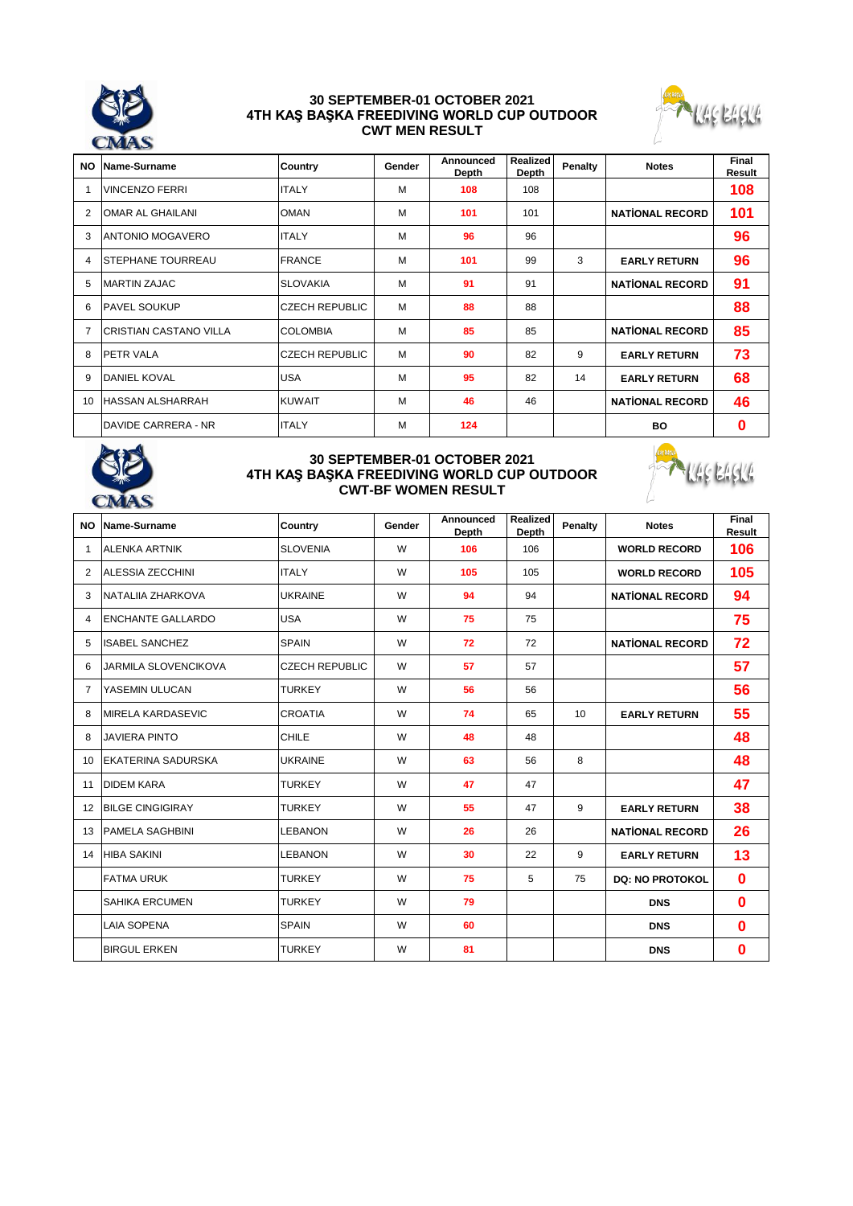## 30 SEPTEMBER-01 OCTOBER 2021
## 4TH KAŞ BAŞKA FREEDIVING WORLD CUP OUTDOOR
## CWT MEN RESULT

| NO | Name-Surname | Country | Gender | Announced Depth | Realized Depth | Penalty | Notes | Final Result |
|---|---|---|---|---|---|---|---|---|
| 1 | VINCENZO FERRI | ITALY | M | 108 | 108 | | | 108 |
| 2 | OMAR AL GHAILANI | OMAN | M | 101 | 101 | | NATİONAL RECORD | 101 |
| 3 | ANTONIO MOGAVERO | ITALY | M | 96 | 96 | | | 96 |
| 4 | STEPHANE TOURREAU | FRANCE | M | 101 | 99 | 3 | EARLY RETURN | 96 |
| 5 | MARTIN ZAJAC | SLOVAKIA | M | 91 | 91 | | NATİONAL RECORD | 91 |
| 6 | PAVEL SOUKUP | CZECH REPUBLIC | M | 88 | 88 | | | 88 |
| 7 | CRISTIAN CASTANO VILLA | COLOMBIA | M | 85 | 85 | | NATİONAL RECORD | 85 |
| 8 | PETR VALA | CZECH REPUBLIC | M | 90 | 82 | 9 | EARLY RETURN | 73 |
| 9 | DANIEL KOVAL | USA | M | 95 | 82 | 14 | EARLY RETURN | 68 |
| 10 | HASSAN ALSHARRAH | KUWAIT | M | 46 | 46 | | NATİONAL RECORD | 46 |
| | DAVIDE CARRERA - NR | ITALY | M | 124 | | | BO | 0 |

## 30 SEPTEMBER-01 OCTOBER 2021
## 4TH KAŞ BAŞKA FREEDIVING WORLD CUP OUTDOOR
## CWT-BF WOMEN RESULT

| NO | Name-Surname | Country | Gender | Announced Depth | Realized Depth | Penalty | Notes | Final Result |
|---|---|---|---|---|---|---|---|---|
| 1 | ALENKA ARTNIK | SLOVENIA | W | 106 | 106 | | WORLD RECORD | 106 |
| 2 | ALESSIA ZECCHINI | ITALY | W | 105 | 105 | | WORLD RECORD | 105 |
| 3 | NATALIIA ZHARKOVA | UKRAINE | W | 94 | 94 | | NATİONAL RECORD | 94 |
| 4 | ENCHANTE GALLARDO | USA | W | 75 | 75 | | | 75 |
| 5 | ISABEL SANCHEZ | SPAIN | W | 72 | 72 | | NATİONAL RECORD | 72 |
| 6 | JARMILA SLOVENCIKOVA | CZECH REPUBLIC | W | 57 | 57 | | | 57 |
| 7 | YASEMIN ULUCAN | TURKEY | W | 56 | 56 | | | 56 |
| 8 | MIRELA KARDASEVIC | CROATIA | W | 74 | 65 | 10 | EARLY RETURN | 55 |
| 8 | JAVIERA PINTO | CHILE | W | 48 | 48 | | | 48 |
| 10 | EKATERINA SADURSKA | UKRAINE | W | 63 | 56 | 8 | | 48 |
| 11 | DIDEM KARA | TURKEY | W | 47 | 47 | | | 47 |
| 12 | BILGE CINGIGIRAY | TURKEY | W | 55 | 47 | 9 | EARLY RETURN | 38 |
| 13 | PAMELA SAGHBINI | LEBANON | W | 26 | 26 | | NATİONAL RECORD | 26 |
| 14 | HIBA SAKINI | LEBANON | W | 30 | 22 | 9 | EARLY RETURN | 13 |
| | FATMA URUK | TURKEY | W | 75 | 5 | 75 | DQ: NO PROTOKOL | 0 |
| | SAHIKA ERCUMEN | TURKEY | W | 79 | | | DNS | 0 |
| | LAIA SOPENA | SPAIN | W | 60 | | | DNS | 0 |
| | BIRGUL ERKEN | TURKEY | W | 81 | | | DNS | 0 |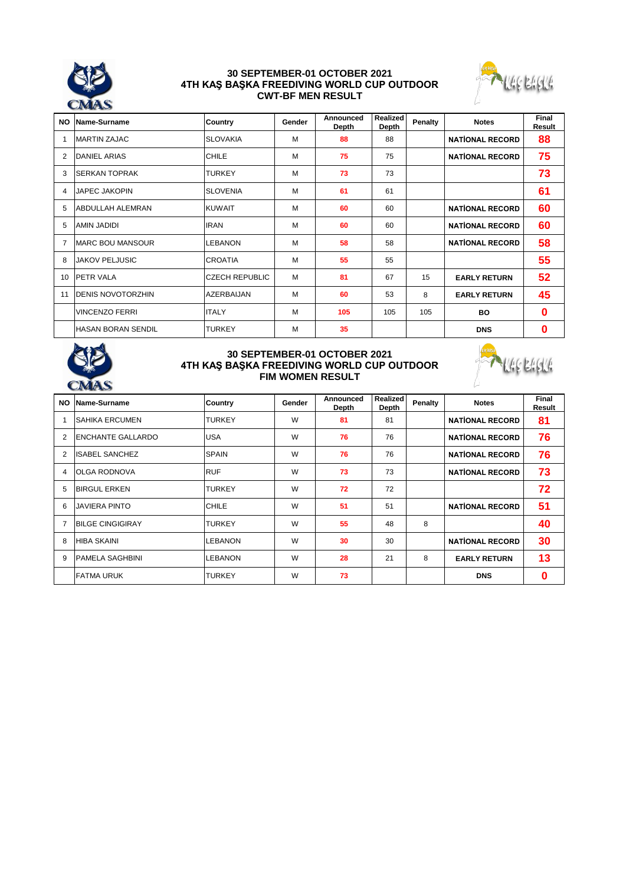## 30 SEPTEMBER-01 OCTOBER 2021
## 4TH KAŞ BAŞKA FREEDIVING WORLD CUP OUTDOOR
## CWT-BF MEN RESULT

| NO | Name-Surname | Country | Gender | Announced Depth | Realized Depth | Penalty | Notes | Final Result |
|---|---|---|---|---|---|---|---|---|
| 1 | MARTIN ZAJAC | SLOVAKIA | M | 88 | 88 | | NATİONAL RECORD | 88 |
| 2 | DANIEL ARIAS | CHILE | M | 75 | 75 | | NATİONAL RECORD | 75 |
| 3 | SERKAN TOPRAK | TURKEY | M | 73 | 73 | | | 73 |
| 4 | JAPEC JAKOPIN | SLOVENIA | M | 61 | 61 | | | 61 |
| 5 | ABDULLAH ALEMRAN | KUWAIT | M | 60 | 60 | | NATİONAL RECORD | 60 |
| 5 | AMIN JADIDI | IRAN | M | 60 | 60 | | NATİONAL RECORD | 60 |
| 7 | MARC BOU MANSOUR | LEBANON | M | 58 | 58 | | NATİONAL RECORD | 58 |
| 8 | JAKOV PELJUSIC | CROATIA | M | 55 | 55 | | | 55 |
| 10 | PETR VALA | CZECH REPUBLIC | M | 81 | 67 | 15 | EARLY RETURN | 52 |
| 11 | DENIS NOVOTORZHIN | AZERBAIJAN | M | 60 | 53 | 8 | EARLY RETURN | 45 |
| | VINCENZO FERRI | ITALY | M | 105 | 105 | 105 | BO | 0 |
| | HASAN BORAN SENDIL | TURKEY | M | 35 | | | DNS | 0 |

## 30 SEPTEMBER-01 OCTOBER 2021
## 4TH KAŞ BAŞKA FREEDIVING WORLD CUP OUTDOOR
## FIM WOMEN RESULT

| NO | Name-Surname | Country | Gender | Announced Depth | Realized Depth | Penalty | Notes | Final Result |
|---|---|---|---|---|---|---|---|---|
| 1 | SAHIKA ERCUMEN | TURKEY | W | 81 | 81 | | NATİONAL RECORD | 81 |
| 2 | ENCHANTE GALLARDO | USA | W | 76 | 76 | | NATİONAL RECORD | 76 |
| 2 | ISABEL SANCHEZ | SPAIN | W | 76 | 76 | | NATİONAL RECORD | 76 |
| 4 | OLGA RODNOVA | RUF | W | 73 | 73 | | NATİONAL RECORD | 73 |
| 5 | BIRGUL ERKEN | TURKEY | W | 72 | 72 | | | 72 |
| 6 | JAVIERA PINTO | CHILE | W | 51 | 51 | | NATİONAL RECORD | 51 |
| 7 | BILGE CINGIGIRAY | TURKEY | W | 55 | 48 | 8 | | 40 |
| 8 | HIBA SKAINI | LEBANON | W | 30 | 30 | | NATİONAL RECORD | 30 |
| 9 | PAMELA SAGHBINI | LEBANON | W | 28 | 21 | 8 | EARLY RETURN | 13 |
| | FATMA URUK | TURKEY | W | 73 | | | DNS | 0 |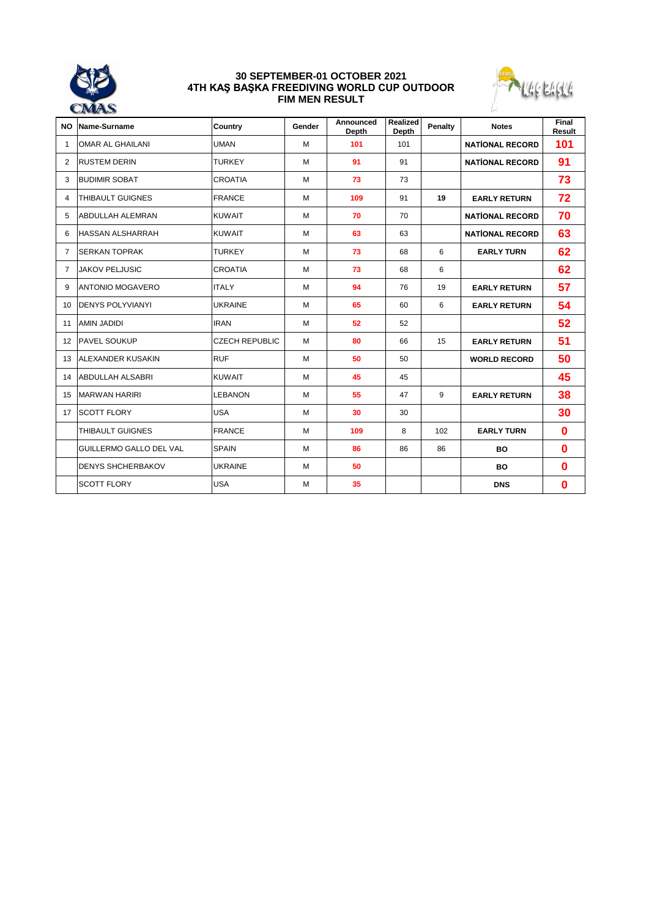# 30 SEPTEMBER-01 OCTOBER 2021
# 4TH KAŞ BAŞKA FREEDIVING WORLD CUP OUTDOOR
# FIM MEN RESULT

| NO | Name-Surname | Country | Gender | Announced Depth | Realized Depth | Penalty | Notes | Final Result |
|---|---|---|---|---|---|---|---|---|
| 1 | OMAR AL GHAILANI | UMAN | M | 101 | 101 | | NATİONAL RECORD | 101 |
| 2 | RUSTEM DERIN | TURKEY | M | 91 | 91 | | NATİONAL RECORD | 91 |
| 3 | BUDIMIR SOBAT | CROATIA | M | 73 | 73 | | | 73 |
| 4 | THIBAULT GUIGNES | FRANCE | M | 109 | 91 | 19 | EARLY RETURN | 72 |
| 5 | ABDULLAH ALEMRAN | KUWAIT | M | 70 | 70 | | NATİONAL RECORD | 70 |
| 6 | HASSAN ALSHARRAH | KUWAIT | M | 63 | 63 | | NATİONAL RECORD | 63 |
| 7 | SERKAN TOPRAK | TURKEY | M | 73 | 68 | 6 | EARLY TURN | 62 |
| 7 | JAKOV PELJUSIC | CROATIA | M | 73 | 68 | 6 | | 62 |
| 9 | ANTONIO MOGAVERO | ITALY | M | 94 | 76 | 19 | EARLY RETURN | 57 |
| 10 | DENYS POLYVIANYI | UKRAINE | M | 65 | 60 | 6 | EARLY RETURN | 54 |
| 11 | AMIN JADIDI | IRAN | M | 52 | 52 | | | 52 |
| 12 | PAVEL SOUKUP | CZECH REPUBLIC | M | 80 | 66 | 15 | EARLY RETURN | 51 |
| 13 | ALEXANDER KUSAKIN | RUF | M | 50 | 50 | | WORLD RECORD | 50 |
| 14 | ABDULLAH ALSABRI | KUWAIT | M | 45 | 45 | | | 45 |
| 15 | MARWAN HARIRI | LEBANON | M | 55 | 47 | 9 | EARLY RETURN | 38 |
| 17 | SCOTT FLORY | USA | M | 30 | 30 | | | 30 |
| | THIBAULT GUIGNES | FRANCE | M | 109 | 8 | 102 | EARLY TURN | 0 |
| | GUILLERMO GALLO DEL VAL | SPAIN | M | 86 | 86 | 86 | BO | 0 |
| | DENYS SHCHERBAKOV | UKRAINE | M | 50 | | | BO | 0 |
| | SCOTT FLORY | USA | M | 35 | | | DNS | 0 |